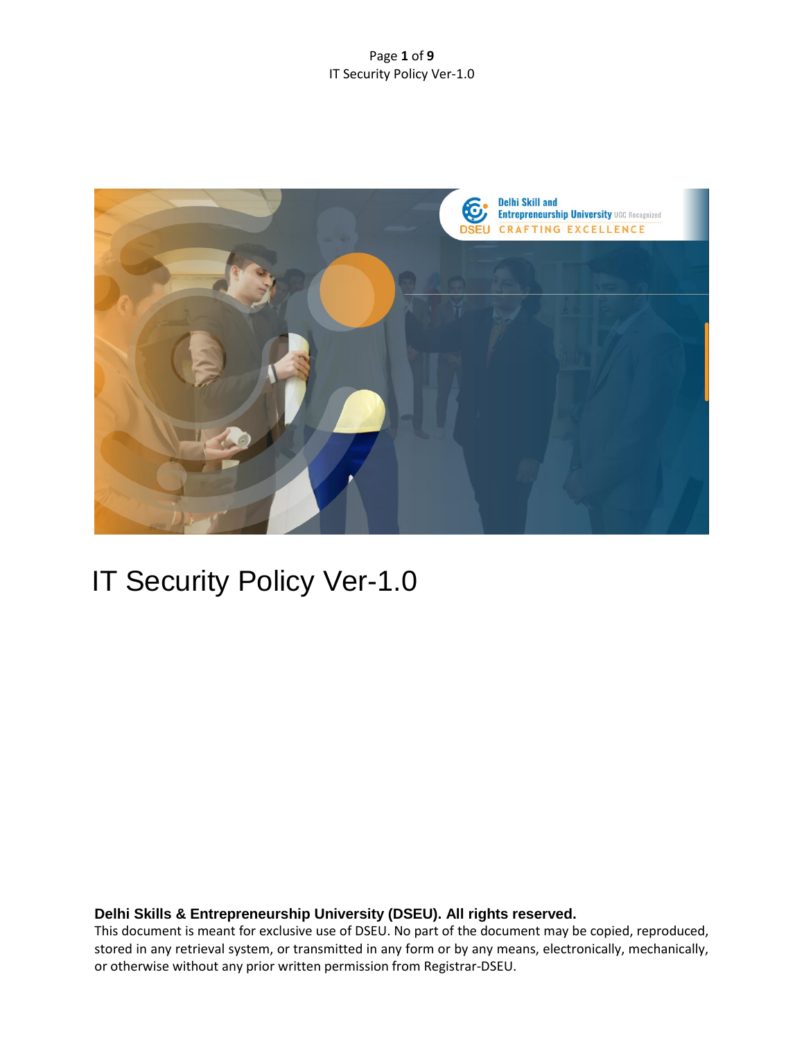# IT Security Policy Ver-1.0

**Delhi Skills & Entrepreneurship University (DSEU). All rights reserved.**

This document is meant for exclusive use of DSEU. No part of the document may be copied, reproduced, stored in any retrieval system, or transmitted in any form or by any means, electronically, mechanically, or otherwise without any prior written permission from Registrar-DSEU.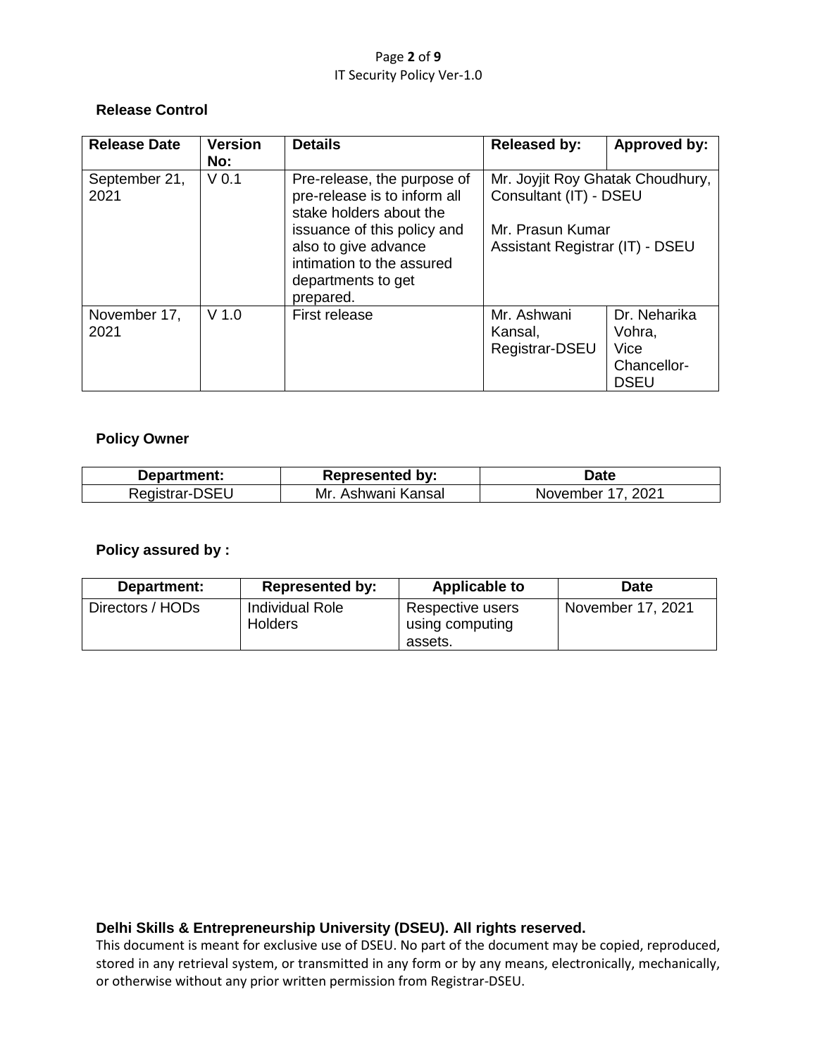## Release Control

| Release Date | Version No: | Details | Released by: | Approved by: |
|---|---|---|---|---|
| September 21, 2021 | V 0.1 | Pre-release, the purpose of pre-release is to inform all stake holders about the issuance of this policy and also to give advance intimation to the assured departments to get prepared. | Mr. Joyjit Roy Ghatak Choudhury, Consultant (IT) - DSEU<br><br>Mr. Prasun Kumar Assistant Registrar (IT) - DSEU | |
| November 17, 2021 | V 1.0 | First release | Mr. Ashwani Kansal, Registrar-DSEU | Dr. Neharika Vohra, Vice Chancellor-DSEU |

## Policy Owner

| Department: | Represented by: | Date |
|---|---|---|
| Registrar-DSEU | Mr. Ashwani Kansal | November 17, 2021 |

## Policy assured by :

| Department: | Represented by: | Applicable to | Date |
|---|---|---|---|
| Directors / HODs | Individual Role Holders | Respective users using computing assets. | November 17, 2021 |

**Delhi Skills & Entrepreneurship University (DSEU). All rights reserved.**

This document is meant for exclusive use of DSEU. No part of the document may be copied, reproduced, stored in any retrieval system, or transmitted in any form or by any means, electronically, mechanically, or otherwise without any prior written permission from Registrar-DSEU.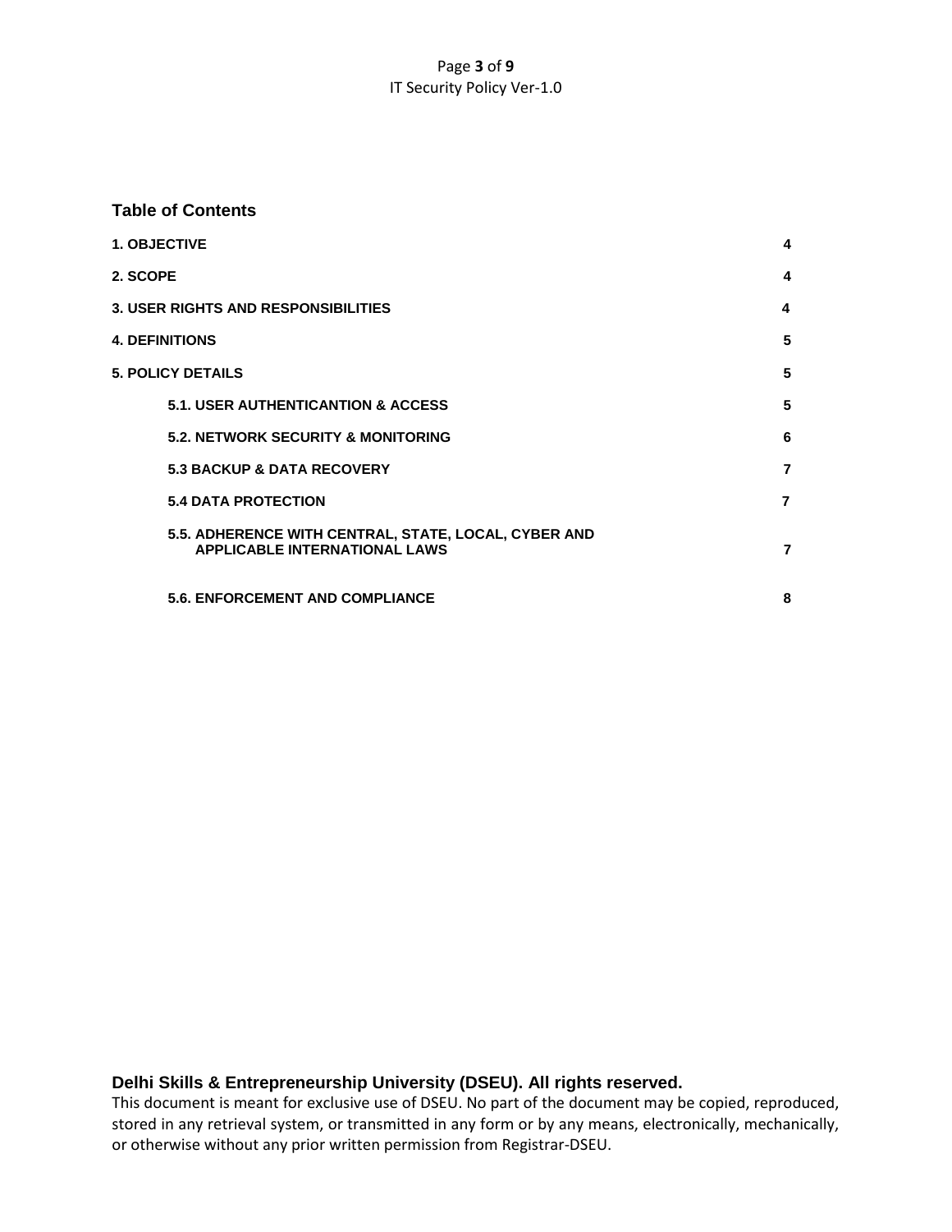## Table of Contents

| | |
|---|---|
| **1. OBJECTIVE** | **4** |
| **2. SCOPE** | **4** |
| **3. USER RIGHTS AND RESPONSIBILITIES** | **4** |
| **4. DEFINITIONS** | **5** |
| **5. POLICY DETAILS** | **5** |
| **5.1. USER AUTHENTICANTION & ACCESS** | **5** |
| **5.2. NETWORK SECURITY & MONITORING** | **6** |
| **5.3 BACKUP & DATA RECOVERY** | **7** |
| **5.4 DATA PROTECTION** | **7** |
| **5.5. ADHERENCE WITH CENTRAL, STATE, LOCAL, CYBER AND APPLICABLE INTERNATIONAL LAWS** | **7** |
| **5.6. ENFORCEMENT AND COMPLIANCE** | **8** |

**Delhi Skills & Entrepreneurship University (DSEU). All rights reserved.**
This document is meant for exclusive use of DSEU. No part of the document may be copied, reproduced, stored in any retrieval system, or transmitted in any form or by any means, electronically, mechanically, or otherwise without any prior written permission from Registrar-DSEU.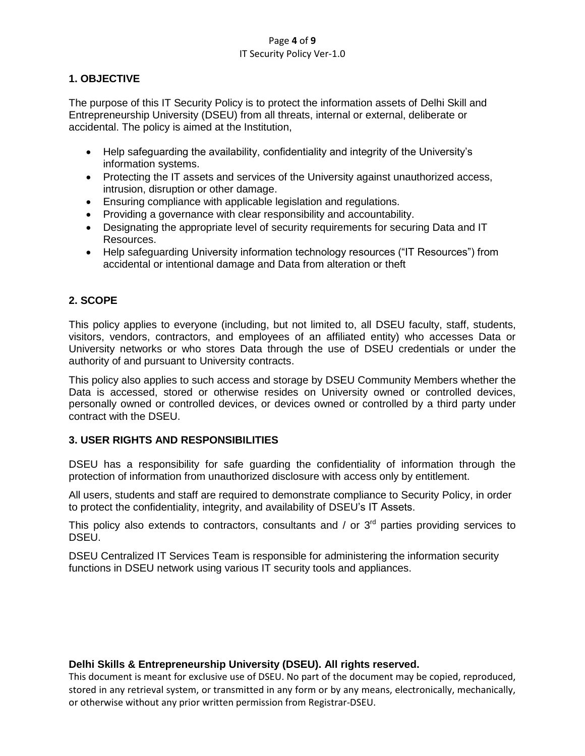## 1. OBJECTIVE

The purpose of this IT Security Policy is to protect the information assets of Delhi Skill and Entrepreneurship University (DSEU) from all threats, internal or external, deliberate or accidental. The policy is aimed at the Institution,

- Help safeguarding the availability, confidentiality and integrity of the University's information systems.
- Protecting the IT assets and services of the University against unauthorized access, intrusion, disruption or other damage.
- Ensuring compliance with applicable legislation and regulations.
- Providing a governance with clear responsibility and accountability.
- Designating the appropriate level of security requirements for securing Data and IT Resources.
- Help safeguarding University information technology resources ("IT Resources") from accidental or intentional damage and Data from alteration or theft

## 2. SCOPE

This policy applies to everyone (including, but not limited to, all DSEU faculty, staff, students, visitors, vendors, contractors, and employees of an affiliated entity) who accesses Data or University networks or who stores Data through the use of DSEU credentials or under the authority of and pursuant to University contracts.

This policy also applies to such access and storage by DSEU Community Members whether the Data is accessed, stored or otherwise resides on University owned or controlled devices, personally owned or controlled devices, or devices owned or controlled by a third party under contract with the DSEU.

## 3. USER RIGHTS AND RESPONSIBILITIES

DSEU has a responsibility for safe guarding the confidentiality of information through the protection of information from unauthorized disclosure with access only by entitlement.

All users, students and staff are required to demonstrate compliance to Security Policy, in order to protect the confidentiality, integrity, and availability of DSEU's IT Assets.

This policy also extends to contractors, consultants and / or 3rd parties providing services to DSEU.

DSEU Centralized IT Services Team is responsible for administering the information security functions in DSEU network using various IT security tools and appliances.

**Delhi Skills & Entrepreneurship University (DSEU). All rights reserved.**
This document is meant for exclusive use of DSEU. No part of the document may be copied, reproduced, stored in any retrieval system, or transmitted in any form or by any means, electronically, mechanically, or otherwise without any prior written permission from Registrar-DSEU.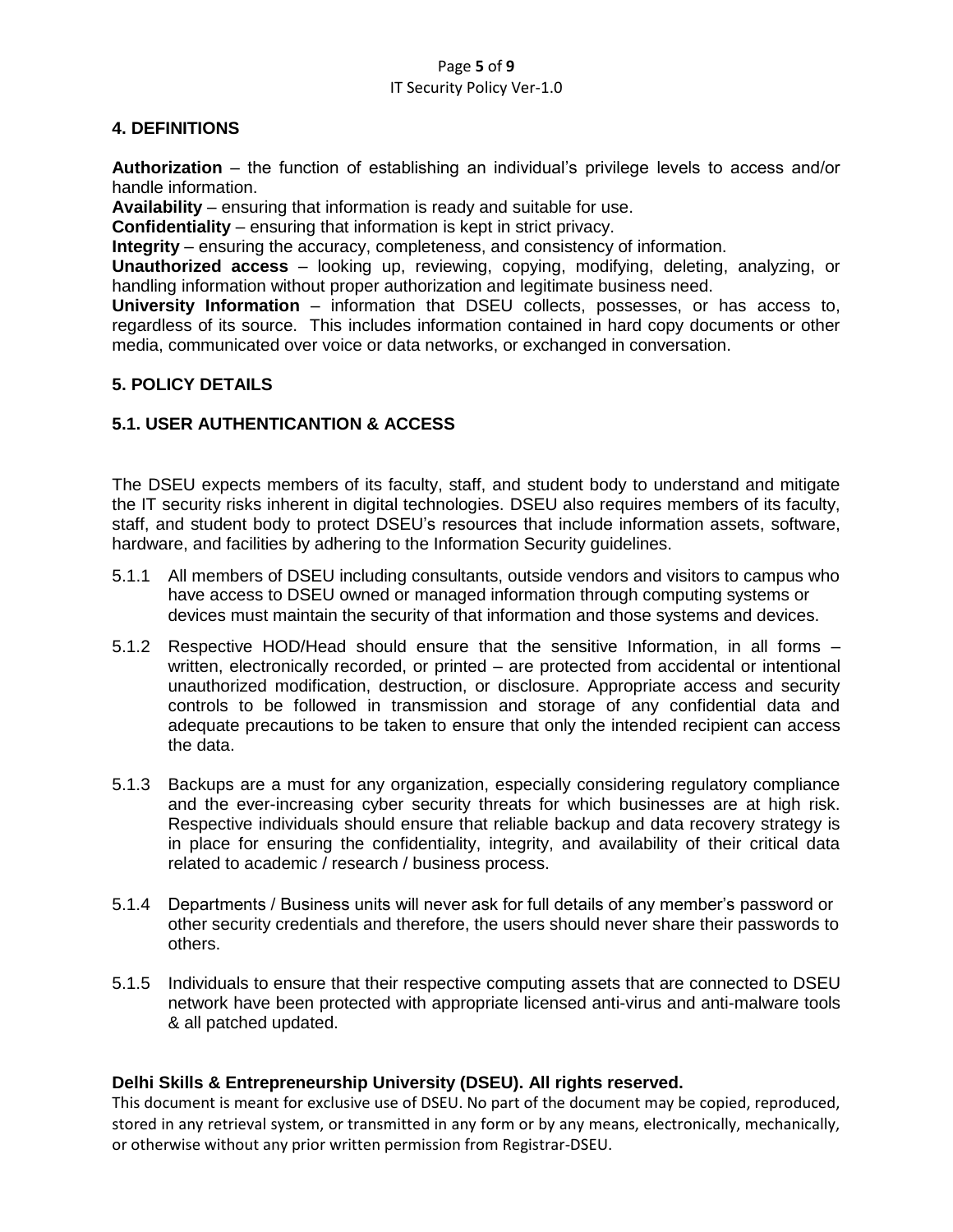## 4. DEFINITIONS

**Authorization** – the function of establishing an individual's privilege levels to access and/or handle information.
**Availability** – ensuring that information is ready and suitable for use.
**Confidentiality** – ensuring that information is kept in strict privacy.
**Integrity** – ensuring the accuracy, completeness, and consistency of information.
**Unauthorized access** – looking up, reviewing, copying, modifying, deleting, analyzing, or handling information without proper authorization and legitimate business need.
**University Information** – information that DSEU collects, possesses, or has access to, regardless of its source. This includes information contained in hard copy documents or other media, communicated over voice or data networks, or exchanged in conversation.

## 5. POLICY DETAILS

### 5.1. USER AUTHENTICANTION & ACCESS

The DSEU expects members of its faculty, staff, and student body to understand and mitigate the IT security risks inherent in digital technologies. DSEU also requires members of its faculty, staff, and student body to protect DSEU's resources that include information assets, software, hardware, and facilities by adhering to the Information Security guidelines.

5.1.1 All members of DSEU including consultants, outside vendors and visitors to campus who have access to DSEU owned or managed information through computing systems or devices must maintain the security of that information and those systems and devices.

5.1.2 Respective HOD/Head should ensure that the sensitive Information, in all forms – written, electronically recorded, or printed – are protected from accidental or intentional unauthorized modification, destruction, or disclosure. Appropriate access and security controls to be followed in transmission and storage of any confidential data and adequate precautions to be taken to ensure that only the intended recipient can access the data.

5.1.3 Backups are a must for any organization, especially considering regulatory compliance and the ever-increasing cyber security threats for which businesses are at high risk. Respective individuals should ensure that reliable backup and data recovery strategy is in place for ensuring the confidentiality, integrity, and availability of their critical data related to academic / research / business process.

5.1.4 Departments / Business units will never ask for full details of any member's password or other security credentials and therefore, the users should never share their passwords to others.

5.1.5 Individuals to ensure that their respective computing assets that are connected to DSEU network have been protected with appropriate licensed anti-virus and anti-malware tools & all patched updated.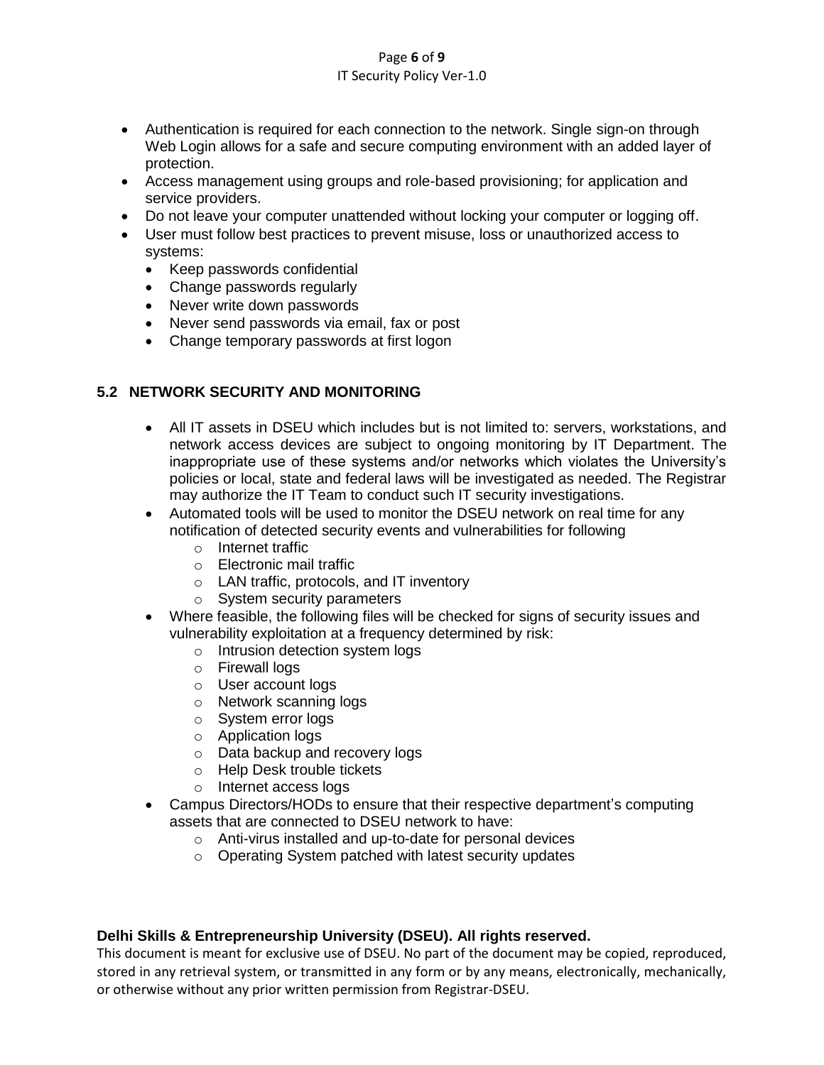- Authentication is required for each connection to the network. Single sign-on through Web Login allows for a safe and secure computing environment with an added layer of protection.
- Access management using groups and role-based provisioning; for application and service providers.
- Do not leave your computer unattended without locking your computer or logging off.
- User must follow best practices to prevent misuse, loss or unauthorized access to systems:
  - Keep passwords confidential
  - Change passwords regularly
  - Never write down passwords
  - Never send passwords via email, fax or post
  - Change temporary passwords at first logon

### 5.2 NETWORK SECURITY AND MONITORING

- All IT assets in DSEU which includes but is not limited to: servers, workstations, and network access devices are subject to ongoing monitoring by IT Department. The inappropriate use of these systems and/or networks which violates the University's policies or local, state and federal laws will be investigated as needed. The Registrar may authorize the IT Team to conduct such IT security investigations.
- Automated tools will be used to monitor the DSEU network on real time for any notification of detected security events and vulnerabilities for following
  - Internet traffic
  - Electronic mail traffic
  - LAN traffic, protocols, and IT inventory
  - System security parameters
- Where feasible, the following files will be checked for signs of security issues and vulnerability exploitation at a frequency determined by risk:
  - Intrusion detection system logs
  - Firewall logs
  - User account logs
  - Network scanning logs
  - System error logs
  - Application logs
  - Data backup and recovery logs
  - Help Desk trouble tickets
  - Internet access logs
- Campus Directors/HODs to ensure that their respective department's computing assets that are connected to DSEU network to have:
  - Anti-virus installed and up-to-date for personal devices
  - Operating System patched with latest security updates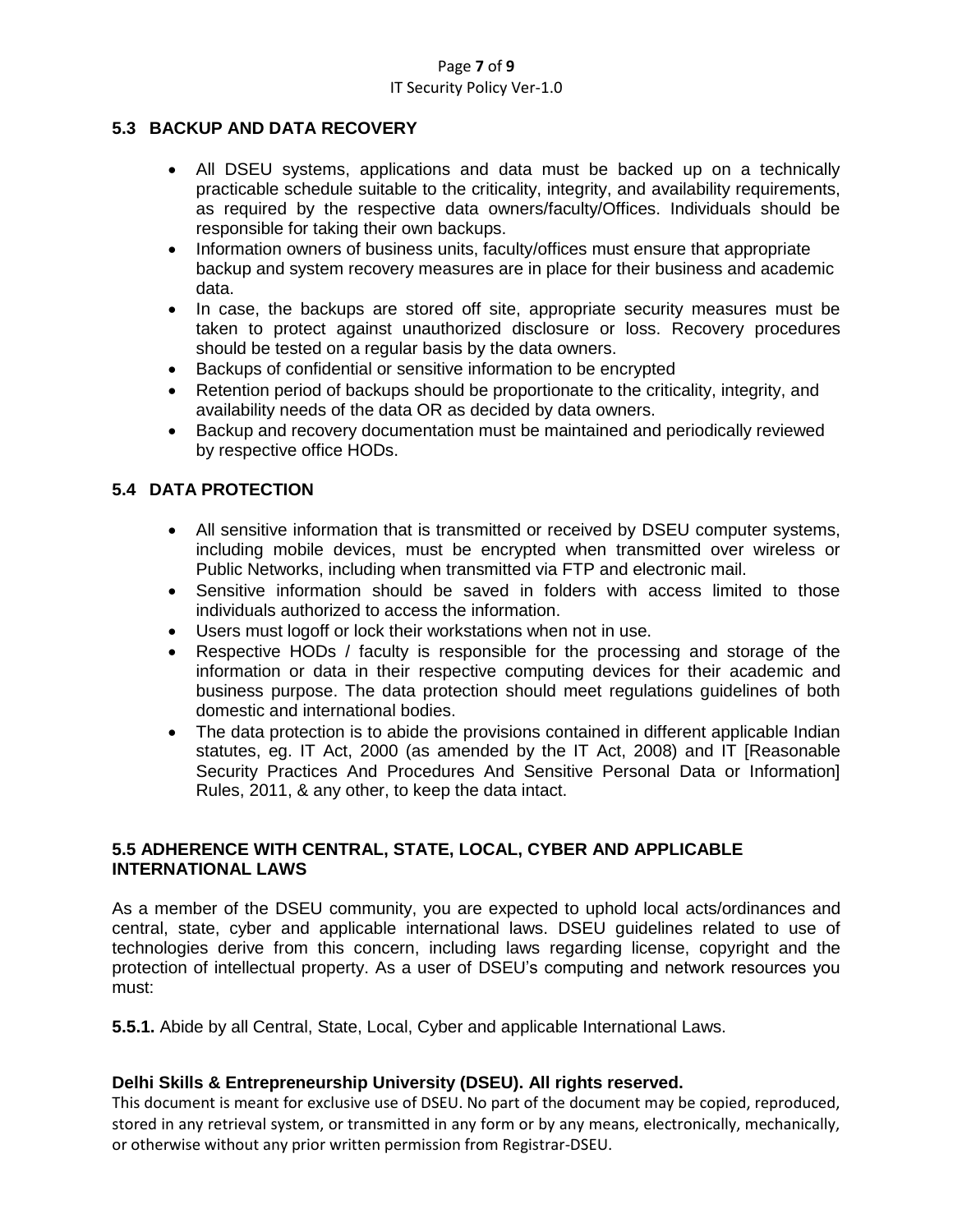## 5.3 BACKUP AND DATA RECOVERY

- All DSEU systems, applications and data must be backed up on a technically practicable schedule suitable to the criticality, integrity, and availability requirements, as required by the respective data owners/faculty/Offices. Individuals should be responsible for taking their own backups.
- Information owners of business units, faculty/offices must ensure that appropriate backup and system recovery measures are in place for their business and academic data.
- In case, the backups are stored off site, appropriate security measures must be taken to protect against unauthorized disclosure or loss. Recovery procedures should be tested on a regular basis by the data owners.
- Backups of confidential or sensitive information to be encrypted
- Retention period of backups should be proportionate to the criticality, integrity, and availability needs of the data OR as decided by data owners.
- Backup and recovery documentation must be maintained and periodically reviewed by respective office HODs.

## 5.4 DATA PROTECTION

- All sensitive information that is transmitted or received by DSEU computer systems, including mobile devices, must be encrypted when transmitted over wireless or Public Networks, including when transmitted via FTP and electronic mail.
- Sensitive information should be saved in folders with access limited to those individuals authorized to access the information.
- Users must logoff or lock their workstations when not in use.
- Respective HODs / faculty is responsible for the processing and storage of the information or data in their respective computing devices for their academic and business purpose. The data protection should meet regulations guidelines of both domestic and international bodies.
- The data protection is to abide the provisions contained in different applicable Indian statutes, eg. IT Act, 2000 (as amended by the IT Act, 2008) and IT [Reasonable Security Practices And Procedures And Sensitive Personal Data or Information] Rules, 2011, & any other, to keep the data intact.

## 5.5 ADHERENCE WITH CENTRAL, STATE, LOCAL, CYBER AND APPLICABLE INTERNATIONAL LAWS

As a member of the DSEU community, you are expected to uphold local acts/ordinances and central, state, cyber and applicable international laws. DSEU guidelines related to use of technologies derive from this concern, including laws regarding license, copyright and the protection of intellectual property. As a user of DSEU's computing and network resources you must:

**5.5.1.** Abide by all Central, State, Local, Cyber and applicable International Laws.

**Delhi Skills & Entrepreneurship University (DSEU). All rights reserved.**
This document is meant for exclusive use of DSEU. No part of the document may be copied, reproduced, stored in any retrieval system, or transmitted in any form or by any means, electronically, mechanically, or otherwise without any prior written permission from Registrar-DSEU.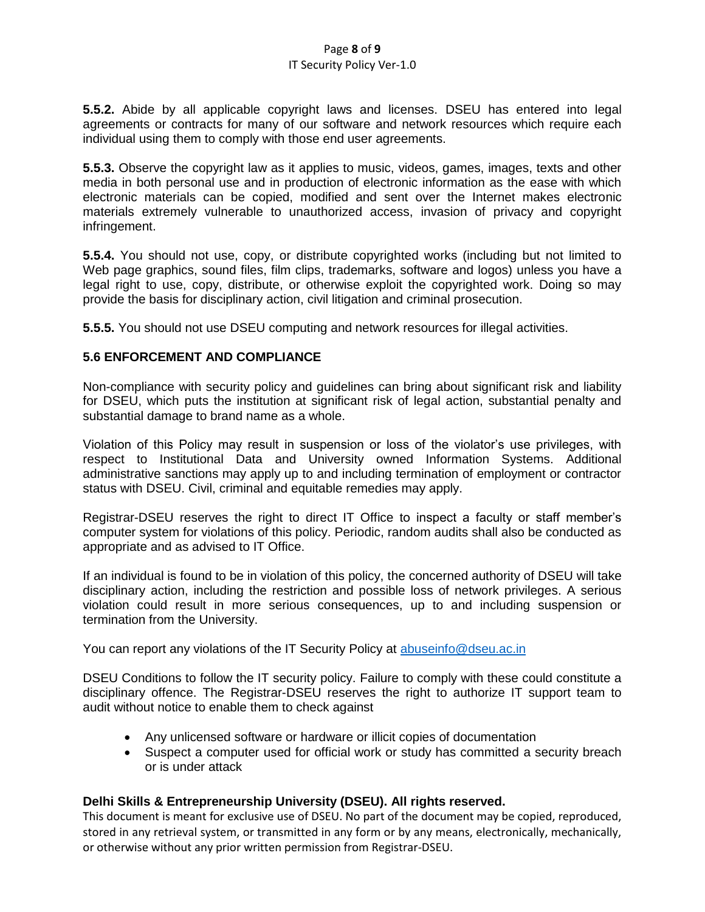**5.5.2.** Abide by all applicable copyright laws and licenses. DSEU has entered into legal agreements or contracts for many of our software and network resources which require each individual using them to comply with those end user agreements.

**5.5.3.** Observe the copyright law as it applies to music, videos, games, images, texts and other media in both personal use and in production of electronic information as the ease with which electronic materials can be copied, modified and sent over the Internet makes electronic materials extremely vulnerable to unauthorized access, invasion of privacy and copyright infringement.

**5.5.4.** You should not use, copy, or distribute copyrighted works (including but not limited to Web page graphics, sound files, film clips, trademarks, software and logos) unless you have a legal right to use, copy, distribute, or otherwise exploit the copyrighted work. Doing so may provide the basis for disciplinary action, civil litigation and criminal prosecution.

**5.5.5.** You should not use DSEU computing and network resources for illegal activities.

### 5.6 ENFORCEMENT AND COMPLIANCE

Non-compliance with security policy and guidelines can bring about significant risk and liability for DSEU, which puts the institution at significant risk of legal action, substantial penalty and substantial damage to brand name as a whole.

Violation of this Policy may result in suspension or loss of the violator's use privileges, with respect to Institutional Data and University owned Information Systems. Additional administrative sanctions may apply up to and including termination of employment or contractor status with DSEU. Civil, criminal and equitable remedies may apply.

Registrar-DSEU reserves the right to direct IT Office to inspect a faculty or staff member's computer system for violations of this policy. Periodic, random audits shall also be conducted as appropriate and as advised to IT Office.

If an individual is found to be in violation of this policy, the concerned authority of DSEU will take disciplinary action, including the restriction and possible loss of network privileges. A serious violation could result in more serious consequences, up to and including suspension or termination from the University.

You can report any violations of the IT Security Policy at abuseinfo@dseu.ac.in

DSEU Conditions to follow the IT security policy. Failure to comply with these could constitute a disciplinary offence. The Registrar-DSEU reserves the right to authorize IT support team to audit without notice to enable them to check against

- Any unlicensed software or hardware or illicit copies of documentation
- Suspect a computer used for official work or study has committed a security breach or is under attack

**Delhi Skills & Entrepreneurship University (DSEU). All rights reserved.**
This document is meant for exclusive use of DSEU. No part of the document may be copied, reproduced, stored in any retrieval system, or transmitted in any form or by any means, electronically, mechanically, or otherwise without any prior written permission from Registrar-DSEU.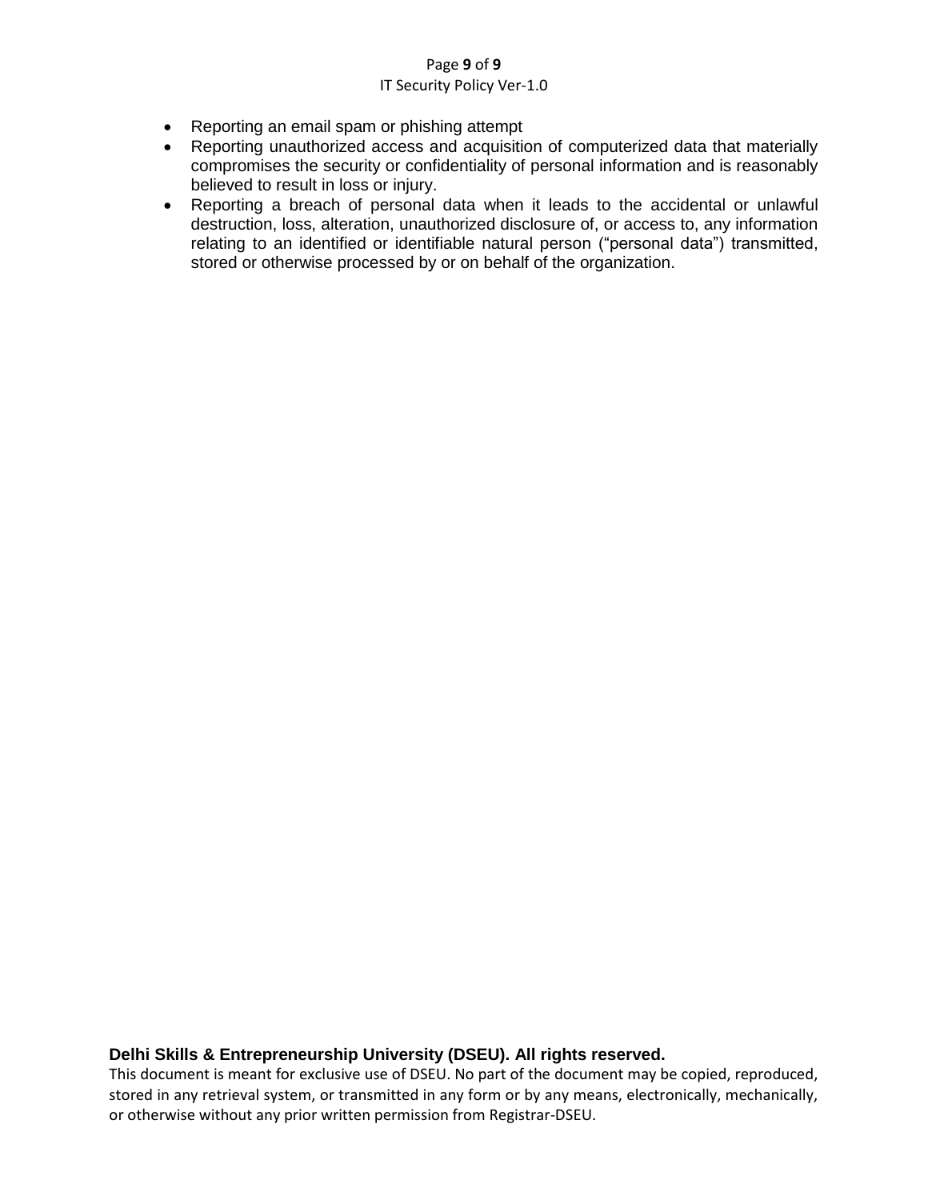- Reporting an email spam or phishing attempt
- Reporting unauthorized access and acquisition of computerized data that materially compromises the security or confidentiality of personal information and is reasonably believed to result in loss or injury.
- Reporting a breach of personal data when it leads to the accidental or unlawful destruction, loss, alteration, unauthorized disclosure of, or access to, any information relating to an identified or identifiable natural person ("personal data") transmitted, stored or otherwise processed by or on behalf of the organization.